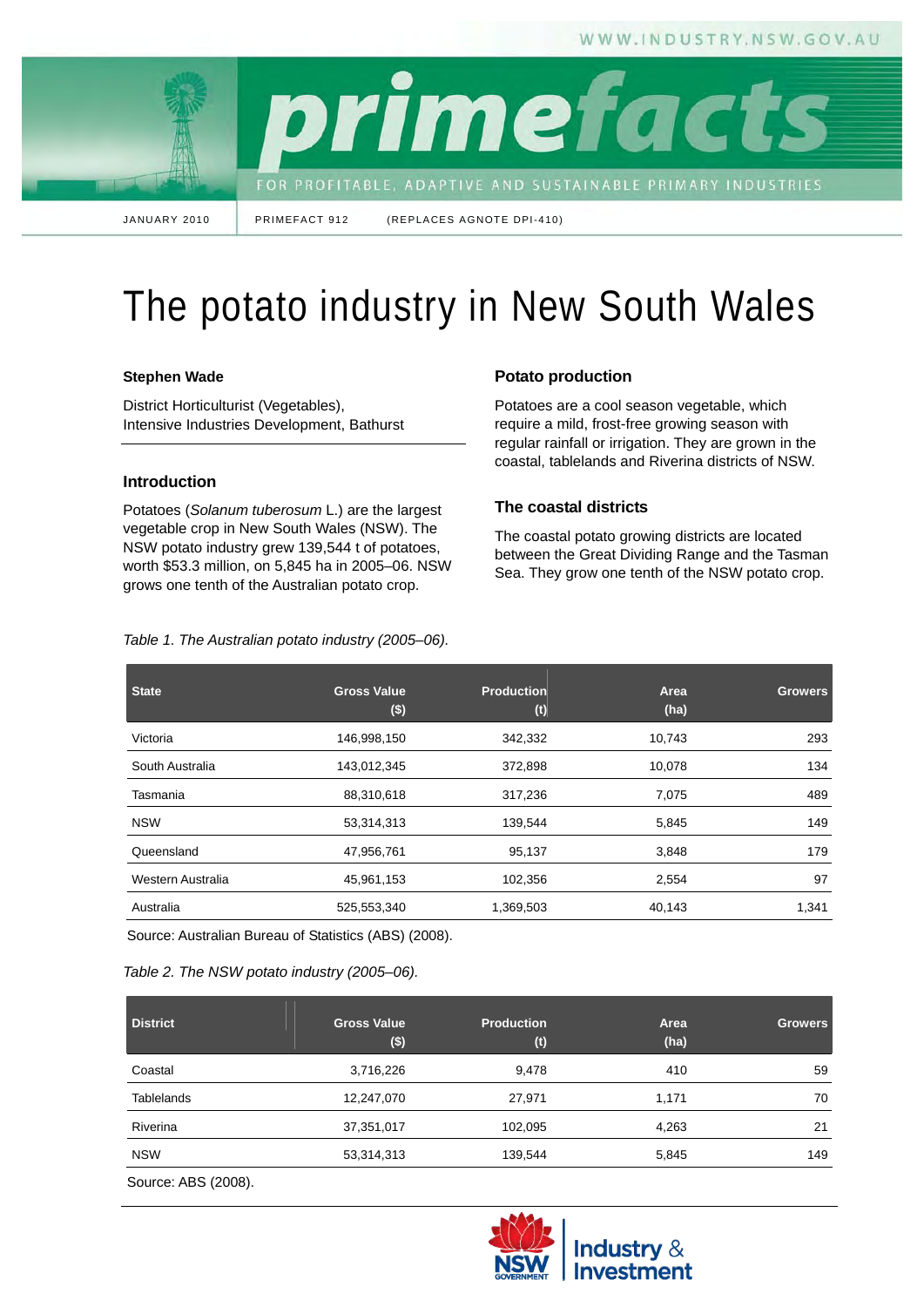JANUARY 2010 PRIMEFACT 912 (REPLACES AGNOTE DPI-410)

# The potato industry in New South Wales

**Stephen Wade**

District Horticulturist (Vegetables),
Intensive Industries Development, Bathurst

## Introduction

Potatoes (*Solanum tuberosum* L.) are the largest vegetable crop in New South Wales (NSW). The NSW potato industry grew 139,544 t of potatoes, worth $53.3 million, on 5,845 ha in 2005–06. NSW grows one tenth of the Australian potato crop.

## Potato production

Potatoes are a cool season vegetable, which require a mild, frost-free growing season with regular rainfall or irrigation. They are grown in the coastal, tablelands and Riverina districts of NSW.

## The coastal districts

The coastal potato growing districts are located between the Great Dividing Range and the Tasman Sea. They grow one tenth of the NSW potato crop.

*Table 1. The Australian potato industry (2005–06).*

| State | Gross Value ($) | Production (t) | Area (ha) | Growers |
|---|---|---|---|---|
| Victoria | 146,998,150 | 342,332 | 10,743 | 293 |
| South Australia | 143,012,345 | 372,898 | 10,078 | 134 |
| Tasmania | 88,310,618 | 317,236 | 7,075 | 489 |
| NSW | 53,314,313 | 139,544 | 5,845 | 149 |
| Queensland | 47,956,761 | 95,137 | 3,848 | 179 |
| Western Australia | 45,961,153 | 102,356 | 2,554 | 97 |
| Australia | 525,553,340 | 1,369,503 | 40,143 | 1,341 |

Source: Australian Bureau of Statistics (ABS) (2008).

*Table 2. The NSW potato industry (2005–06).*

| District | Gross Value ($) | Production (t) | Area (ha) | Growers |
|---|---|---|---|---|
| Coastal | 3,716,226 | 9,478 | 410 | 59 |
| Tablelands | 12,247,070 | 27,971 | 1,171 | 70 |
| Riverina | 37,351,017 | 102,095 | 4,263 | 21 |
| NSW | 53,314,313 | 139,544 | 5,845 | 149 |

Source: ABS (2008).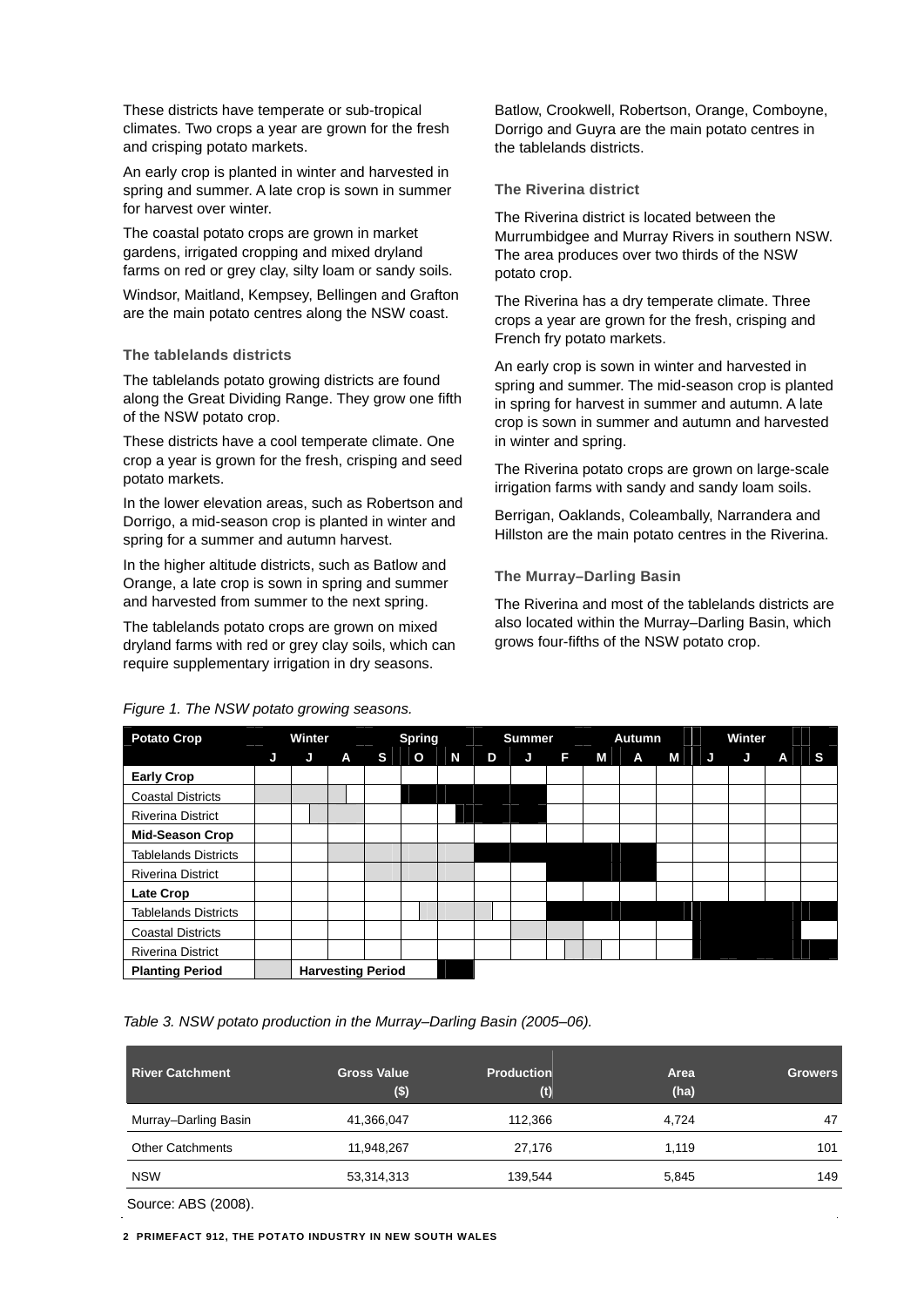These districts have temperate or sub-tropical climates. Two crops a year are grown for the fresh and crisping potato markets.

An early crop is planted in winter and harvested in spring and summer. A late crop is sown in summer for harvest over winter.

The coastal potato crops are grown in market gardens, irrigated cropping and mixed dryland farms on red or grey clay, silty loam or sandy soils.

Windsor, Maitland, Kempsey, Bellingen and Grafton are the main potato centres along the NSW coast.

### The tablelands districts

The tablelands potato growing districts are found along the Great Dividing Range. They grow one fifth of the NSW potato crop.

These districts have a cool temperate climate. One crop a year is grown for the fresh, crisping and seed potato markets.

In the lower elevation areas, such as Robertson and Dorrigo, a mid-season crop is planted in winter and spring for a summer and autumn harvest.

In the higher altitude districts, such as Batlow and Orange, a late crop is sown in spring and summer and harvested from summer to the next spring.

The tablelands potato crops are grown on mixed dryland farms with red or grey clay soils, which can require supplementary irrigation in dry seasons.

Batlow, Crookwell, Robertson, Orange, Comboyne, Dorrigo and Guyra are the main potato centres in the tablelands districts.

### The Riverina district

The Riverina district is located between the Murrumbidgee and Murray Rivers in southern NSW. The area produces over two thirds of the NSW potato crop.

The Riverina has a dry temperate climate. Three crops a year are grown for the fresh, crisping and French fry potato markets.

An early crop is sown in winter and harvested in spring and summer. The mid-season crop is planted in spring for harvest in summer and autumn. A late crop is sown in summer and autumn and harvested in winter and spring.

The Riverina potato crops are grown on large-scale irrigation farms with sandy and sandy loam soils.

Berrigan, Oaklands, Coleambally, Narrandera and Hillston are the main potato centres in the Riverina.

### The Murray–Darling Basin

The Riverina and most of the tablelands districts are also located within the Murray–Darling Basin, which grows four-fifths of the NSW potato crop.

*Figure 1. The NSW potato growing seasons.*

| Potato Crop | Winter | | | Spring | | | Summer | | | Autumn | | | Winter | | | |
|---|---|---|---|---|---|---|---|---|---|---|---|---|---|---|---|---|
| | J | J | A | S | O | N | D | J | F | M | A | M | J | J | A | S |
| **Early Crop** | | | | | | | | | | | | | | | | |
| Coastal Districts | P | P | P | | H | H | H | H | | | | | | | | |
| Riverina District | | P | P | | | H | H | H | | | | | | | | |
| **Mid-Season Crop** | | | | | | | | | | | | | | | | |
| Tablelands Districts | | | P | P | P | P | H | H | H | H | H | | | | | |
| Riverina District | | | | P | P | P | | | H | H | H | | | | | |
| **Late Crop** | | | | | | | | | | | | | | | | |
| Tablelands Districts | | | | | P | P | P | | H | H | H | H | H | H | H | H |
| Coastal Districts | | | | | | | | P | P | | | | H | H | H | |
| Riverina District | | | | | | | | P | P | P | | | H | H | H | H |

Planting Period (P) — Harvesting Period (H)

*Table 3. NSW potato production in the Murray–Darling Basin (2005–06).*

| River Catchment | Gross Value ($) | Production (t) | Area (ha) | Growers |
|---|---:|---:|---:|---:|
| Murray–Darling Basin | 41,366,047 | 112,366 | 4,724 | 47 |
| Other Catchments | 11,948,267 | 27,176 | 1,119 | 101 |
| NSW | 53,314,313 | 139,544 | 5,845 | 149 |

Source: ABS (2008).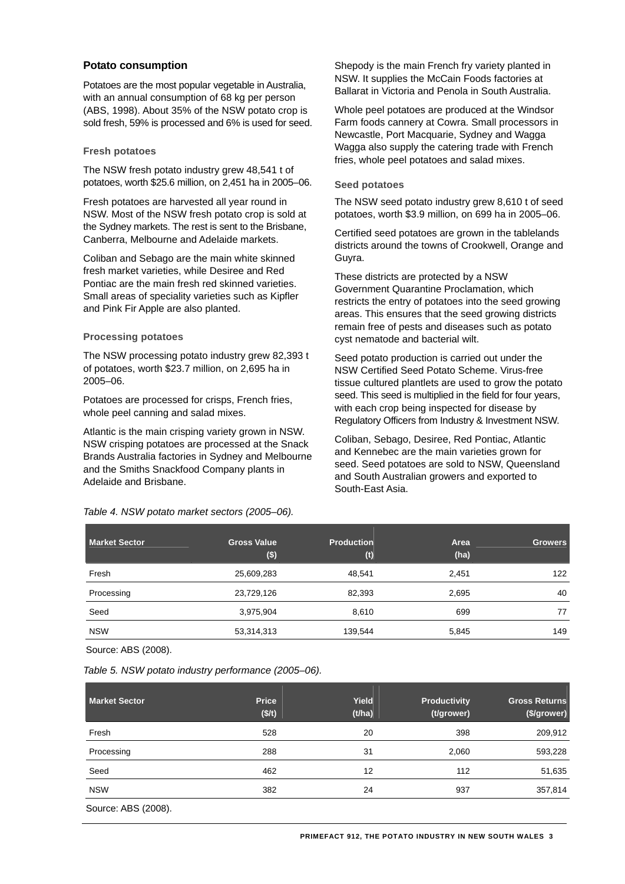## Potato consumption

Potatoes are the most popular vegetable in Australia, with an annual consumption of 68 kg per person (ABS, 1998). About 35% of the NSW potato crop is sold fresh, 59% is processed and 6% is used for seed.

### Fresh potatoes

The NSW fresh potato industry grew 48,541 t of potatoes, worth $25.6 million, on 2,451 ha in 2005–06.

Fresh potatoes are harvested all year round in NSW. Most of the NSW fresh potato crop is sold at the Sydney markets. The rest is sent to the Brisbane, Canberra, Melbourne and Adelaide markets.

Coliban and Sebago are the main white skinned fresh market varieties, while Desiree and Red Pontiac are the main fresh red skinned varieties. Small areas of speciality varieties such as Kipfler and Pink Fir Apple are also planted.

### Processing potatoes

The NSW processing potato industry grew 82,393 t of potatoes, worth $23.7 million, on 2,695 ha in 2005–06.

Potatoes are processed for crisps, French fries, whole peel canning and salad mixes.

Atlantic is the main crisping variety grown in NSW. NSW crisping potatoes are processed at the Snack Brands Australia factories in Sydney and Melbourne and the Smiths Snackfood Company plants in Adelaide and Brisbane.

Shepody is the main French fry variety planted in NSW. It supplies the McCain Foods factories at Ballarat in Victoria and Penola in South Australia.

Whole peel potatoes are produced at the Windsor Farm foods cannery at Cowra. Small processors in Newcastle, Port Macquarie, Sydney and Wagga Wagga also supply the catering trade with French fries, whole peel potatoes and salad mixes.

### Seed potatoes

The NSW seed potato industry grew 8,610 t of seed potatoes, worth $3.9 million, on 699 ha in 2005–06.

Certified seed potatoes are grown in the tablelands districts around the towns of Crookwell, Orange and Guyra.

These districts are protected by a NSW Government Quarantine Proclamation, which restricts the entry of potatoes into the seed growing areas. This ensures that the seed growing districts remain free of pests and diseases such as potato cyst nematode and bacterial wilt.

Seed potato production is carried out under the NSW Certified Seed Potato Scheme. Virus-free tissue cultured plantlets are used to grow the potato seed. This seed is multiplied in the field for four years, with each crop being inspected for disease by Regulatory Officers from Industry & Investment NSW.

Coliban, Sebago, Desiree, Red Pontiac, Atlantic and Kennebec are the main varieties grown for seed. Seed potatoes are sold to NSW, Queensland and South Australian growers and exported to South-East Asia.

*Table 4. NSW potato market sectors (2005–06).*

| Market Sector | Gross Value ($) | Production (t) | Area (ha) | Growers |
|---|---|---|---|---|
| Fresh | 25,609,283 | 48,541 | 2,451 | 122 |
| Processing | 23,729,126 | 82,393 | 2,695 | 40 |
| Seed | 3,975,904 | 8,610 | 699 | 77 |
| NSW | 53,314,313 | 139,544 | 5,845 | 149 |

Source: ABS (2008).

*Table 5. NSW potato industry performance (2005–06).*

| Market Sector | Price ($/t) | Yield (t/ha) | Productivity (t/grower) | Gross Returns ($/grower) |
|---|---|---|---|---|
| Fresh | 528 | 20 | 398 | 209,912 |
| Processing | 288 | 31 | 2,060 | 593,228 |
| Seed | 462 | 12 | 112 | 51,635 |
| NSW | 382 | 24 | 937 | 357,814 |

Source: ABS (2008).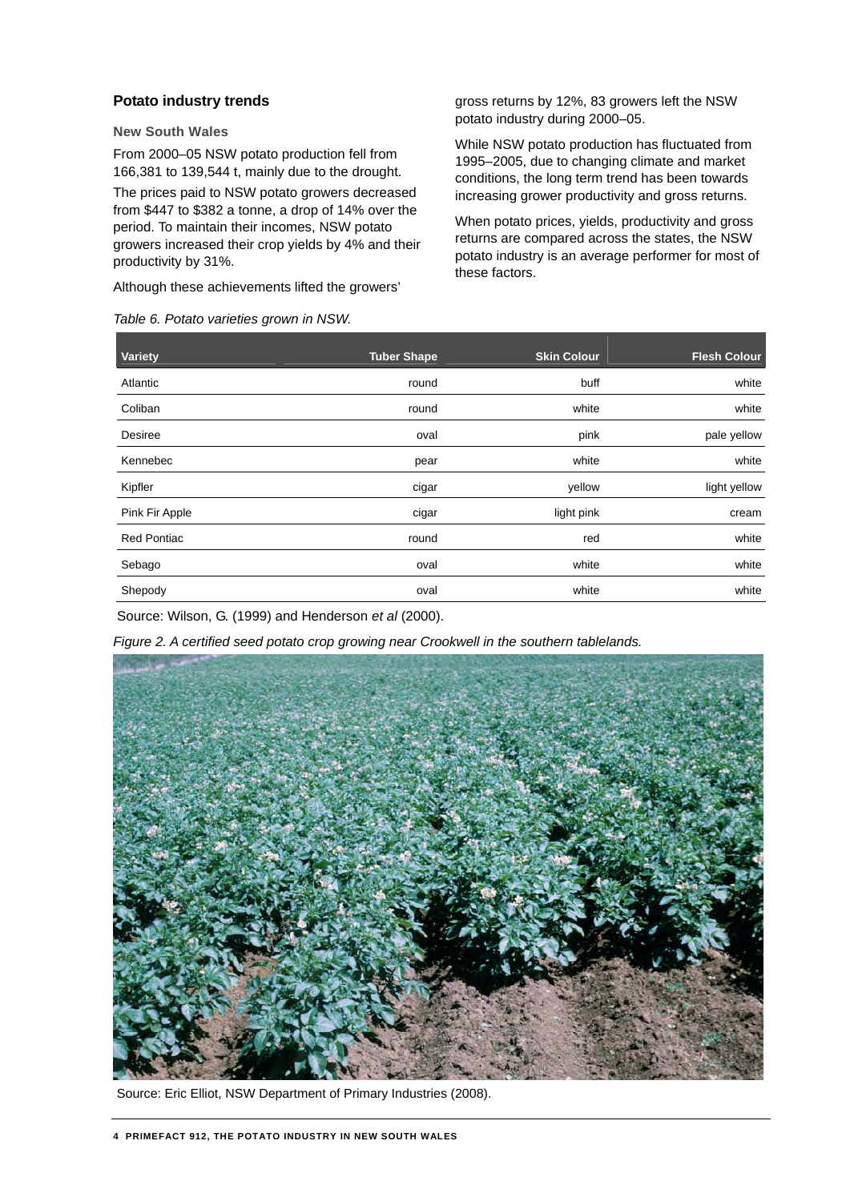## Potato industry trends

### New South Wales

From 2000–05 NSW potato production fell from 166,381 to 139,544 t, mainly due to the drought.

The prices paid to NSW potato growers decreased from $447 to $382 a tonne, a drop of 14% over the period. To maintain their incomes, NSW potato growers increased their crop yields by 4% and their productivity by 31%.

Although these achievements lifted the growers' gross returns by 12%, 83 growers left the NSW potato industry during 2000–05.

While NSW potato production has fluctuated from 1995–2005, due to changing climate and market conditions, the long term trend has been towards increasing grower productivity and gross returns.

When potato prices, yields, productivity and gross returns are compared across the states, the NSW potato industry is an average performer for most of these factors.

*Table 6. Potato varieties grown in NSW.*

| Variety | Tuber Shape | Skin Colour | Flesh Colour |
|---|---|---|---|
| Atlantic | round | buff | white |
| Coliban | round | white | white |
| Desiree | oval | pink | pale yellow |
| Kennebec | pear | white | white |
| Kipfler | cigar | yellow | light yellow |
| Pink Fir Apple | cigar | light pink | cream |
| Red Pontiac | round | red | white |
| Sebago | oval | white | white |
| Shepody | oval | white | white |

Source: Wilson, G. (1999) and Henderson *et al* (2000).

*Figure 2. A certified seed potato crop growing near Crookwell in the southern tablelands.*

Source: Eric Elliot, NSW Department of Primary Industries (2008).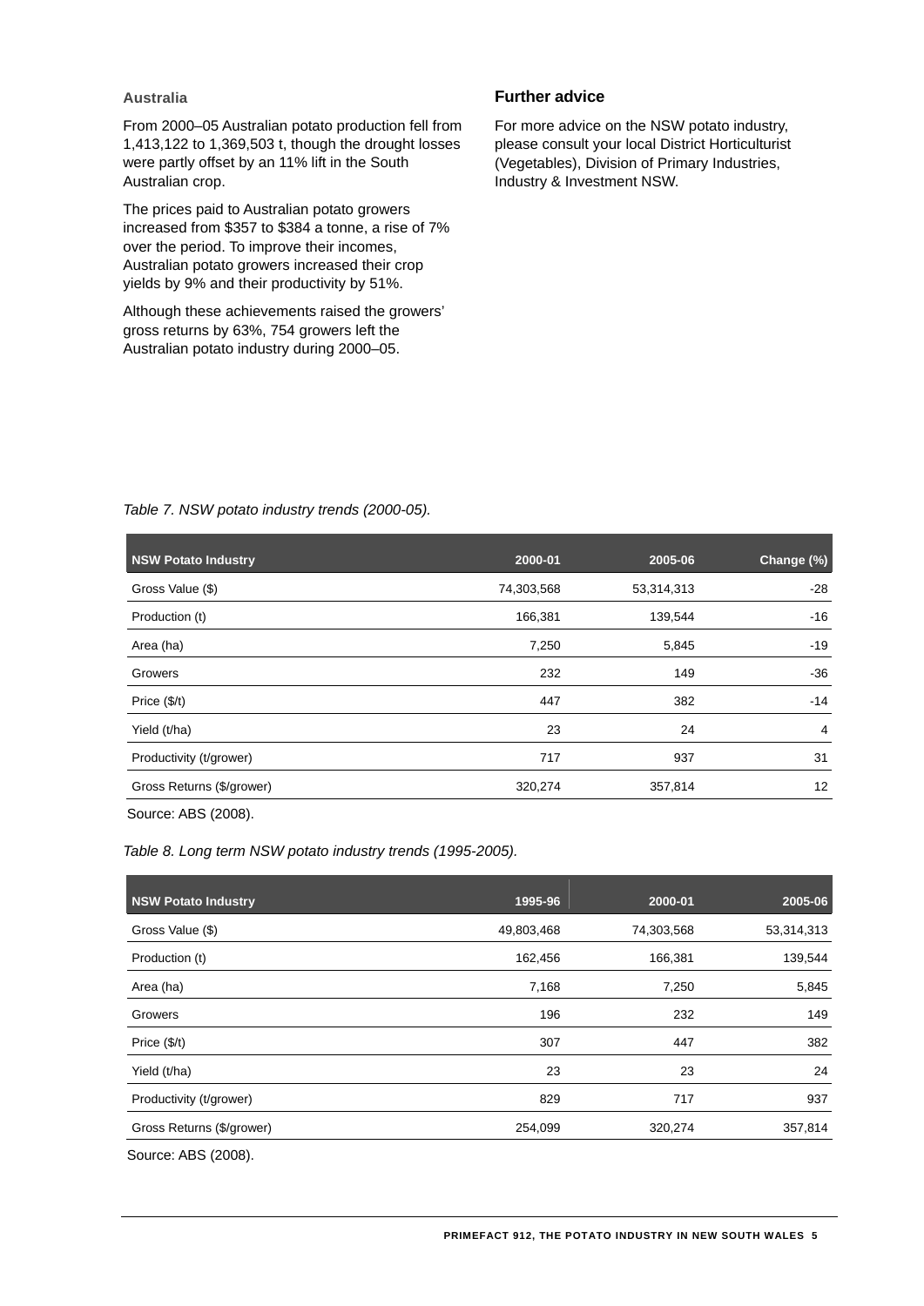### Australia

From 2000–05 Australian potato production fell from 1,413,122 to 1,369,503 t, though the drought losses were partly offset by an 11% lift in the South Australian crop.

The prices paid to Australian potato growers increased from $357 to $384 a tonne, a rise of 7% over the period. To improve their incomes, Australian potato growers increased their crop yields by 9% and their productivity by 51%.

Although these achievements raised the growers' gross returns by 63%, 754 growers left the Australian potato industry during 2000–05.

## Further advice

For more advice on the NSW potato industry, please consult your local District Horticulturist (Vegetables), Division of Primary Industries, Industry & Investment NSW.

*Table 7. NSW potato industry trends (2000-05).*

| NSW Potato Industry | 2000-01 | 2005-06 | Change (%) |
|---|---|---|---|
| Gross Value ($) | 74,303,568 | 53,314,313 | -28 |
| Production (t) | 166,381 | 139,544 | -16 |
| Area (ha) | 7,250 | 5,845 | -19 |
| Growers | 232 | 149 | -36 |
| Price ($/t) | 447 | 382 | -14 |
| Yield (t/ha) | 23 | 24 | 4 |
| Productivity (t/grower) | 717 | 937 | 31 |
| Gross Returns ($/grower) | 320,274 | 357,814 | 12 |

Source: ABS (2008).

*Table 8. Long term NSW potato industry trends (1995-2005).*

| NSW Potato Industry | 1995-96 | 2000-01 | 2005-06 |
|---|---|---|---|
| Gross Value ($) | 49,803,468 | 74,303,568 | 53,314,313 |
| Production (t) | 162,456 | 166,381 | 139,544 |
| Area (ha) | 7,168 | 7,250 | 5,845 |
| Growers | 196 | 232 | 149 |
| Price ($/t) | 307 | 447 | 382 |
| Yield (t/ha) | 23 | 23 | 24 |
| Productivity (t/grower) | 829 | 717 | 937 |
| Gross Returns ($/grower) | 254,099 | 320,274 | 357,814 |

Source: ABS (2008).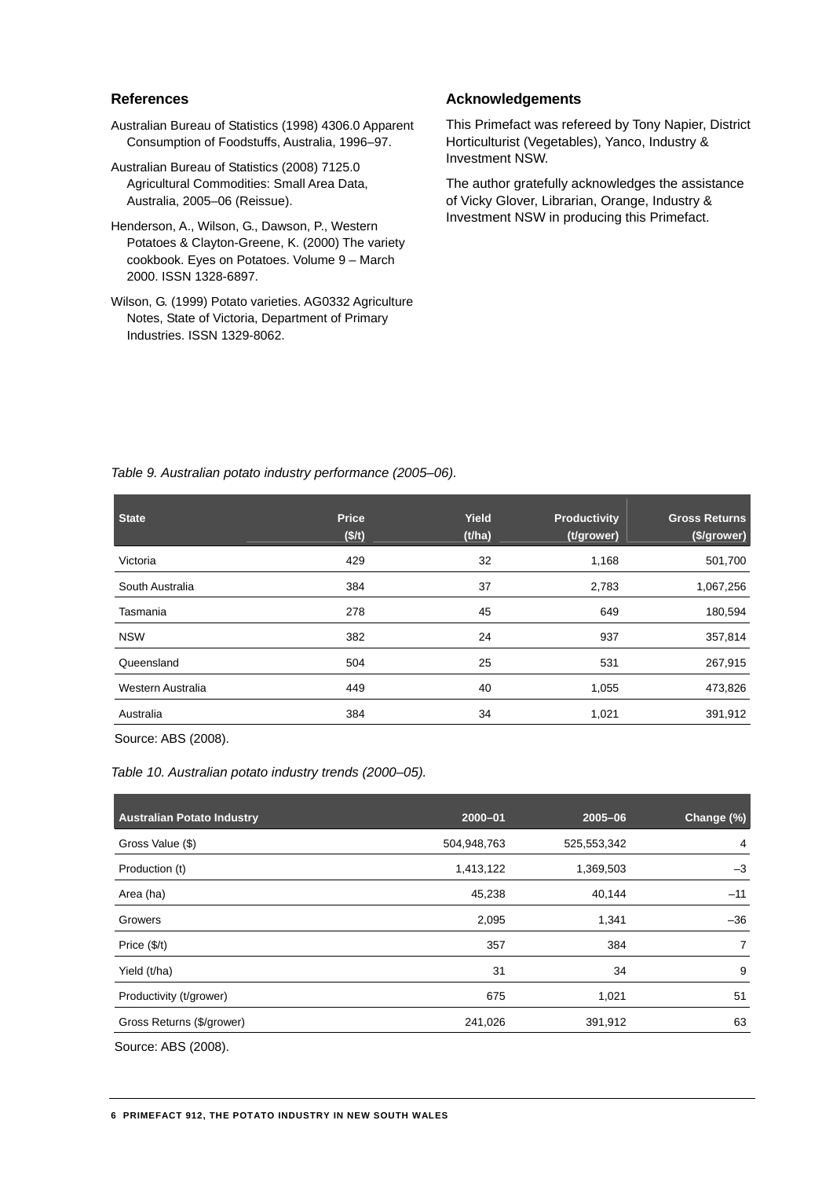## References

Australian Bureau of Statistics (1998) 4306.0 Apparent Consumption of Foodstuffs, Australia, 1996–97.

Australian Bureau of Statistics (2008) 7125.0 Agricultural Commodities: Small Area Data, Australia, 2005–06 (Reissue).

Henderson, A., Wilson, G., Dawson, P., Western Potatoes & Clayton-Greene, K. (2000) The variety cookbook. Eyes on Potatoes. Volume 9 – March 2000. ISSN 1328-6897.

Wilson, G. (1999) Potato varieties. AG0332 Agriculture Notes, State of Victoria, Department of Primary Industries. ISSN 1329-8062.

## Acknowledgements

This Primefact was refereed by Tony Napier, District Horticulturist (Vegetables), Yanco, Industry & Investment NSW.

The author gratefully acknowledges the assistance of Vicky Glover, Librarian, Orange, Industry & Investment NSW in producing this Primefact.

*Table 9. Australian potato industry performance (2005–06).*

| State | Price ($/t) | Yield (t/ha) | Productivity (t/grower) | Gross Returns ($/grower) |
|---|---|---|---|---|
| Victoria | 429 | 32 | 1,168 | 501,700 |
| South Australia | 384 | 37 | 2,783 | 1,067,256 |
| Tasmania | 278 | 45 | 649 | 180,594 |
| NSW | 382 | 24 | 937 | 357,814 |
| Queensland | 504 | 25 | 531 | 267,915 |
| Western Australia | 449 | 40 | 1,055 | 473,826 |
| Australia | 384 | 34 | 1,021 | 391,912 |

Source: ABS (2008).

*Table 10. Australian potato industry trends (2000–05).*

| Australian Potato Industry | 2000–01 | 2005–06 | Change (%) |
|---|---|---|---|
| Gross Value ($) | 504,948,763 | 525,553,342 | 4 |
| Production (t) | 1,413,122 | 1,369,503 | –3 |
| Area (ha) | 45,238 | 40,144 | –11 |
| Growers | 2,095 | 1,341 | –36 |
| Price ($/t) | 357 | 384 | 7 |
| Yield (t/ha) | 31 | 34 | 9 |
| Productivity (t/grower) | 675 | 1,021 | 51 |
| Gross Returns ($/grower) | 241,026 | 391,912 | 63 |

Source: ABS (2008).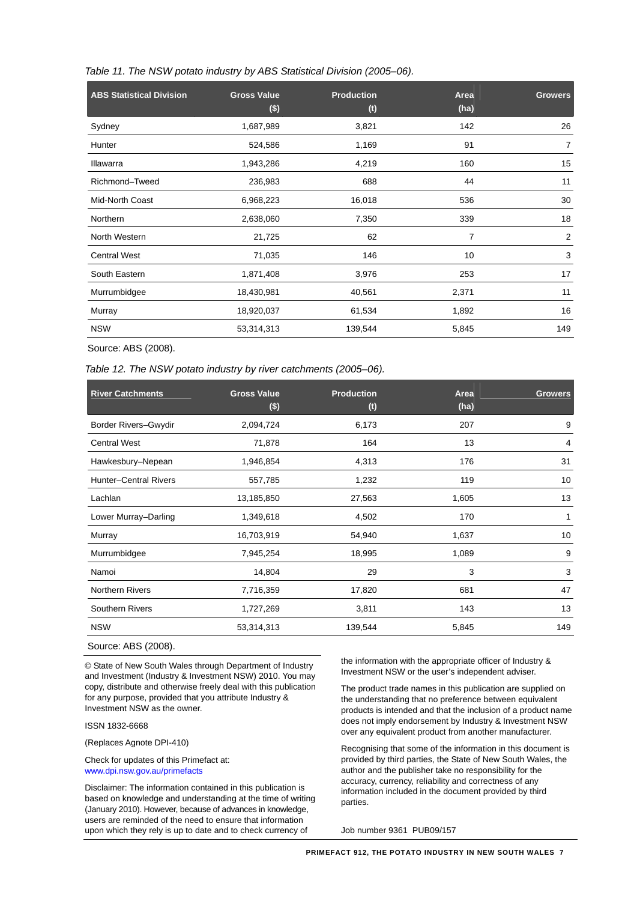*Table 11. The NSW potato industry by ABS Statistical Division (2005–06).*

| ABS Statistical Division | Gross Value ($) | Production (t) | Area (ha) | Growers |
|---|---|---|---|---|
| Sydney | 1,687,989 | 3,821 | 142 | 26 |
| Hunter | 524,586 | 1,169 | 91 | 7 |
| Illawarra | 1,943,286 | 4,219 | 160 | 15 |
| Richmond–Tweed | 236,983 | 688 | 44 | 11 |
| Mid-North Coast | 6,968,223 | 16,018 | 536 | 30 |
| Northern | 2,638,060 | 7,350 | 339 | 18 |
| North Western | 21,725 | 62 | 7 | 2 |
| Central West | 71,035 | 146 | 10 | 3 |
| South Eastern | 1,871,408 | 3,976 | 253 | 17 |
| Murrumbidgee | 18,430,981 | 40,561 | 2,371 | 11 |
| Murray | 18,920,037 | 61,534 | 1,892 | 16 |
| NSW | 53,314,313 | 139,544 | 5,845 | 149 |

Source: ABS (2008).

*Table 12. The NSW potato industry by river catchments (2005–06).*

| River Catchments | Gross Value ($) | Production (t) | Area (ha) | Growers |
|---|---|---|---|---|
| Border Rivers–Gwydir | 2,094,724 | 6,173 | 207 | 9 |
| Central West | 71,878 | 164 | 13 | 4 |
| Hawkesbury–Nepean | 1,946,854 | 4,313 | 176 | 31 |
| Hunter–Central Rivers | 557,785 | 1,232 | 119 | 10 |
| Lachlan | 13,185,850 | 27,563 | 1,605 | 13 |
| Lower Murray–Darling | 1,349,618 | 4,502 | 170 | 1 |
| Murray | 16,703,919 | 54,940 | 1,637 | 10 |
| Murrumbidgee | 7,945,254 | 18,995 | 1,089 | 9 |
| Namoi | 14,804 | 29 | 3 | 3 |
| Northern Rivers | 7,716,359 | 17,820 | 681 | 47 |
| Southern Rivers | 1,727,269 | 3,811 | 143 | 13 |
| NSW | 53,314,313 | 139,544 | 5,845 | 149 |

Source: ABS (2008).

© State of New South Wales through Department of Industry and Investment (Industry & Investment NSW) 2010. You may copy, distribute and otherwise freely deal with this publication for any purpose, provided that you attribute Industry & Investment NSW as the owner.

ISSN 1832-6668

(Replaces Agnote DPI-410)

Check for updates of this Primefact at: www.dpi.nsw.gov.au/primefacts

Disclaimer: The information contained in this publication is based on knowledge and understanding at the time of writing (January 2010). However, because of advances in knowledge, users are reminded of the need to ensure that information upon which they rely is up to date and to check currency of the information with the appropriate officer of Industry & Investment NSW or the user's independent adviser.

The product trade names in this publication are supplied on the understanding that no preference between equivalent products is intended and that the inclusion of a product name does not imply endorsement by Industry & Investment NSW over any equivalent product from another manufacturer.

Recognising that some of the information in this document is provided by third parties, the State of New South Wales, the author and the publisher take no responsibility for the accuracy, currency, reliability and correctness of any information included in the document provided by third parties.

Job number 9361 PUB09/157